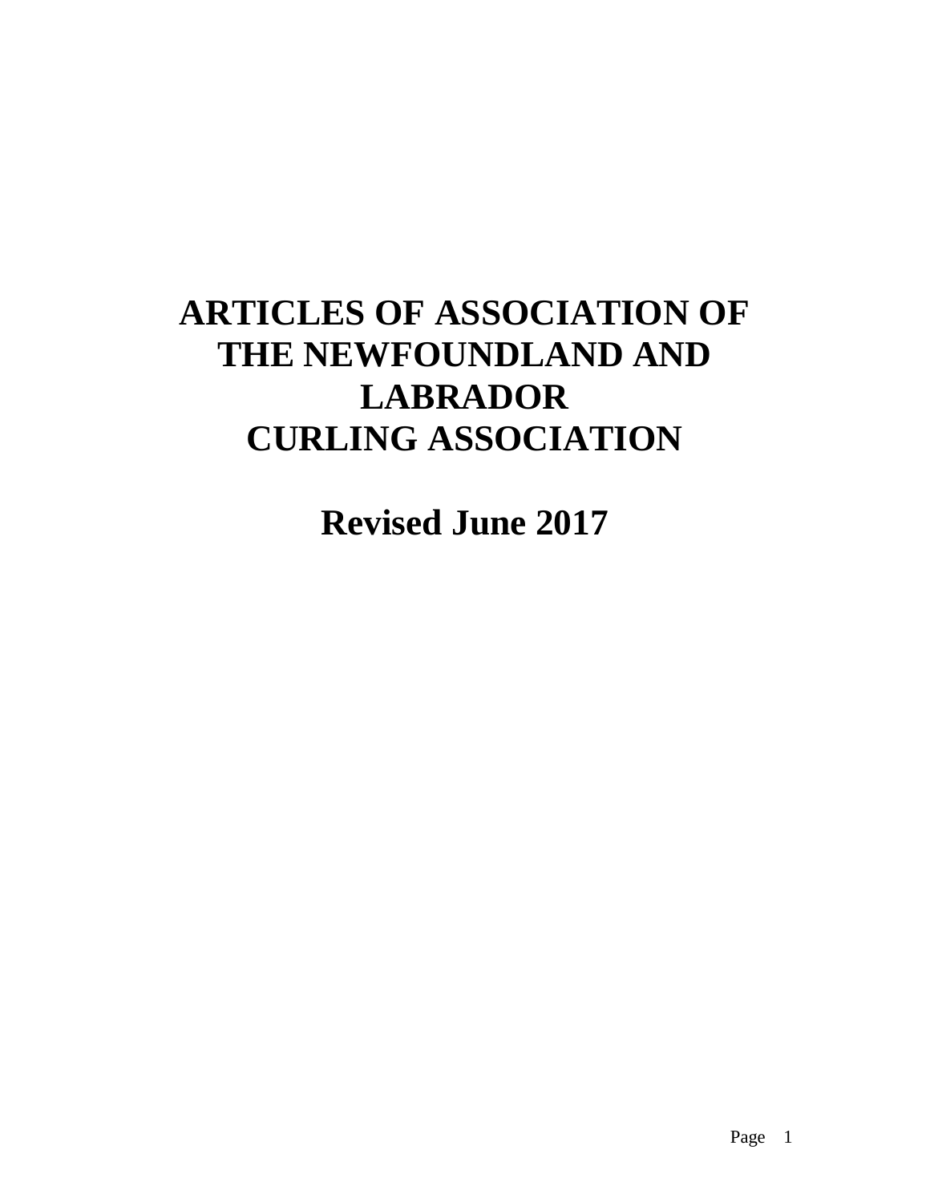# ARTICLES OF ASSOCIATION OF THE NEWFOUNDLAND AND LABRADOR CURLING ASSOCIATION

## Revised June 2017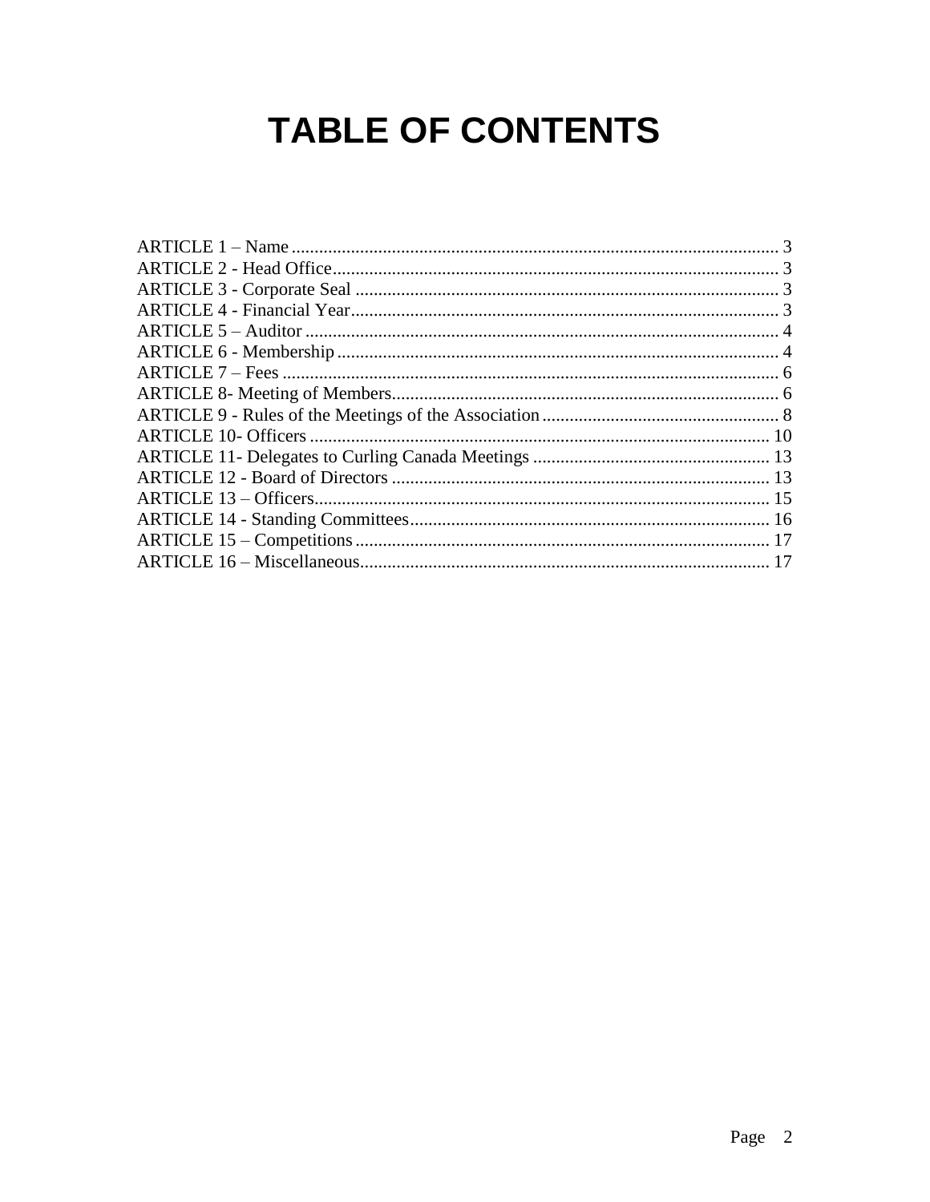# TABLE OF CONTENTS

ARTICLE 1 – Name ........................................................................................................ 3
ARTICLE 2 - Head Office................................................................................................ 3
ARTICLE 3 - Corporate Seal ........................................................................................... 3
ARTICLE 4 - Financial Year............................................................................................ 3
ARTICLE 5 – Auditor ...................................................................................................... 4
ARTICLE 6 - Membership ............................................................................................... 4
ARTICLE 7 – Fees ........................................................................................................... 6
ARTICLE 8- Meeting of Members................................................................................... 6
ARTICLE 9 - Rules of the Meetings of the Association .................................................. 8
ARTICLE 10- Officers .................................................................................................... 10
ARTICLE 11- Delegates to Curling Canada Meetings ................................................... 13
ARTICLE 12 - Board of Directors .................................................................................. 13
ARTICLE 13 – Officers................................................................................................... 15
ARTICLE 14 - Standing Committees.............................................................................. 16
ARTICLE 15 – Competitions.......................................................................................... 17
ARTICLE 16 – Miscellaneous......................................................................................... 17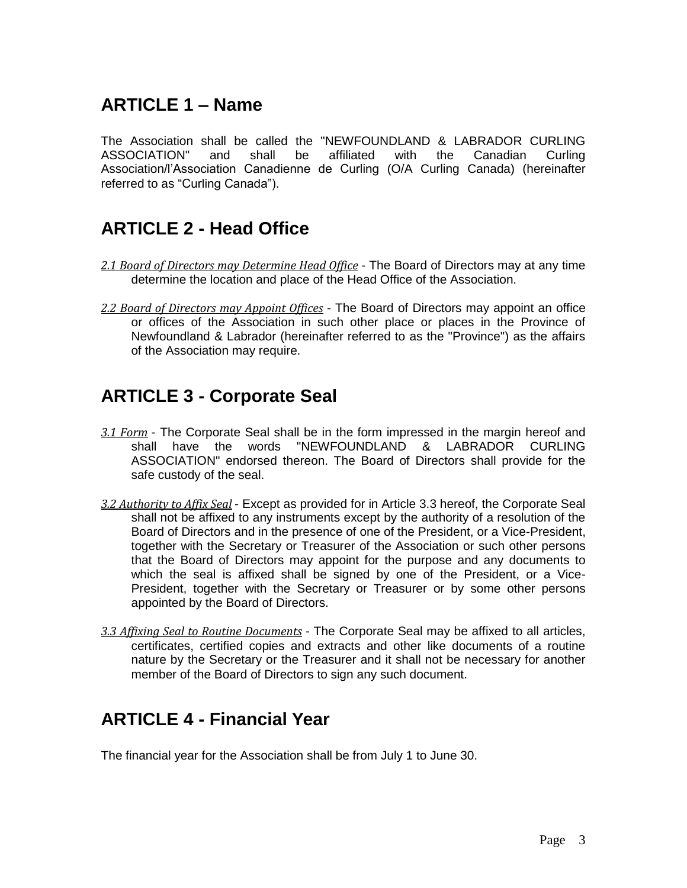## ARTICLE 1 – Name

The Association shall be called the "NEWFOUNDLAND & LABRADOR CURLING ASSOCIATION" and shall be affiliated with the Canadian Curling Association/l'Association Canadienne de Curling (O/A Curling Canada) (hereinafter referred to as "Curling Canada").

## ARTICLE 2 - Head Office

*2.1 Board of Directors may Determine Head Office* - The Board of Directors may at any time determine the location and place of the Head Office of the Association.

*2.2 Board of Directors may Appoint Offices* - The Board of Directors may appoint an office or offices of the Association in such other place or places in the Province of Newfoundland & Labrador (hereinafter referred to as the "Province") as the affairs of the Association may require.

## ARTICLE 3 - Corporate Seal

*3.1 Form* - The Corporate Seal shall be in the form impressed in the margin hereof and shall have the words "NEWFOUNDLAND & LABRADOR CURLING ASSOCIATION" endorsed thereon. The Board of Directors shall provide for the safe custody of the seal.

*3.2 Authority to Affix Seal* - Except as provided for in Article 3.3 hereof, the Corporate Seal shall not be affixed to any instruments except by the authority of a resolution of the Board of Directors and in the presence of one of the President, or a Vice-President, together with the Secretary or Treasurer of the Association or such other persons that the Board of Directors may appoint for the purpose and any documents to which the seal is affixed shall be signed by one of the President, or a Vice-President, together with the Secretary or Treasurer or by some other persons appointed by the Board of Directors.

*3.3 Affixing Seal to Routine Documents* - The Corporate Seal may be affixed to all articles, certificates, certified copies and extracts and other like documents of a routine nature by the Secretary or the Treasurer and it shall not be necessary for another member of the Board of Directors to sign any such document.

## ARTICLE 4 - Financial Year

The financial year for the Association shall be from July 1 to June 30.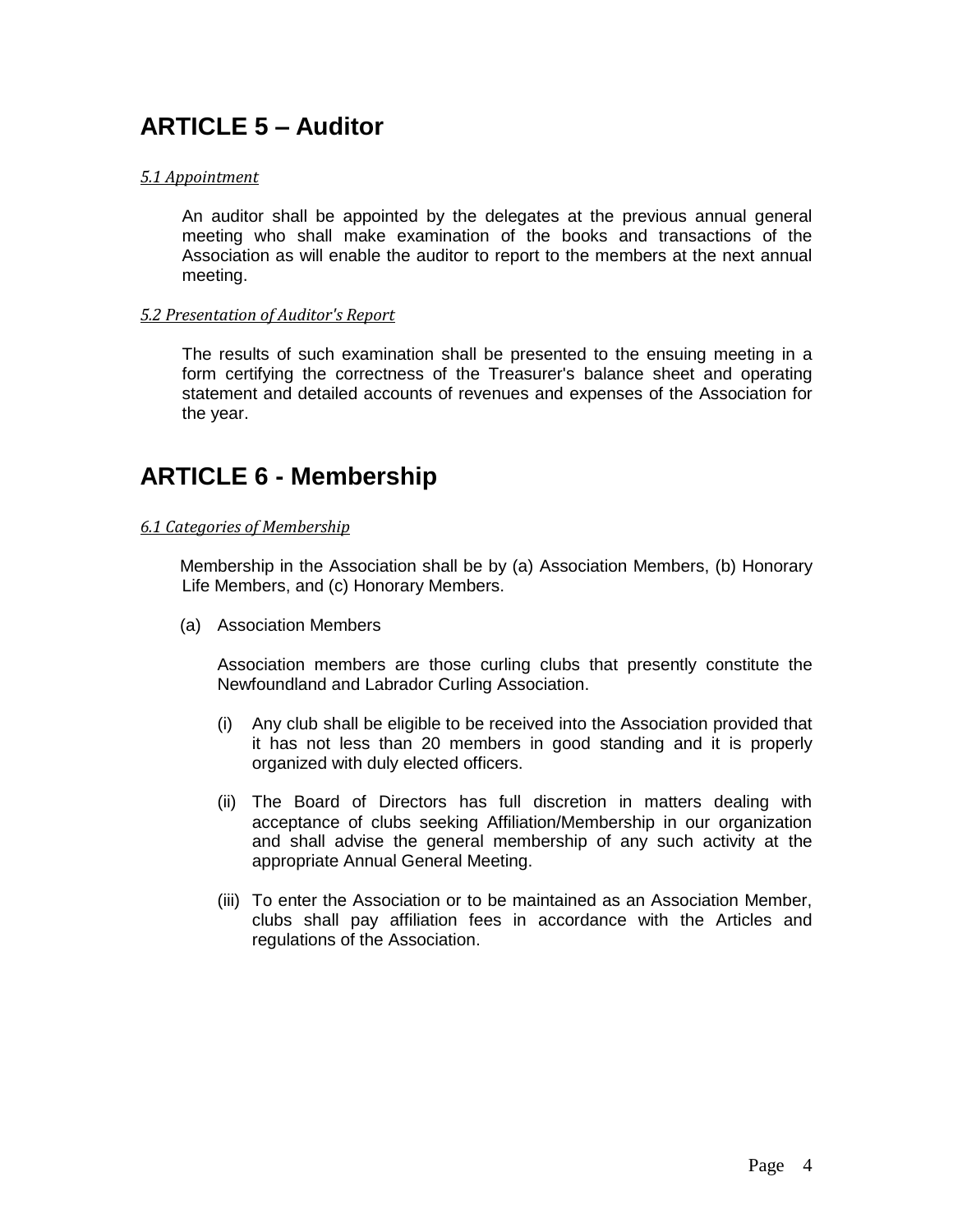# ARTICLE 5 – Auditor

*5.1 Appointment*

An auditor shall be appointed by the delegates at the previous annual general meeting who shall make examination of the books and transactions of the Association as will enable the auditor to report to the members at the next annual meeting.

*5.2 Presentation of Auditor's Report*

The results of such examination shall be presented to the ensuing meeting in a form certifying the correctness of the Treasurer's balance sheet and operating statement and detailed accounts of revenues and expenses of the Association for the year.

# ARTICLE 6 - Membership

*6.1 Categories of Membership*

Membership in the Association shall be by (a) Association Members, (b) Honorary Life Members, and (c) Honorary Members.

(a) Association Members

Association members are those curling clubs that presently constitute the Newfoundland and Labrador Curling Association.

(i) Any club shall be eligible to be received into the Association provided that it has not less than 20 members in good standing and it is properly organized with duly elected officers.

(ii) The Board of Directors has full discretion in matters dealing with acceptance of clubs seeking Affiliation/Membership in our organization and shall advise the general membership of any such activity at the appropriate Annual General Meeting.

(iii) To enter the Association or to be maintained as an Association Member, clubs shall pay affiliation fees in accordance with the Articles and regulations of the Association.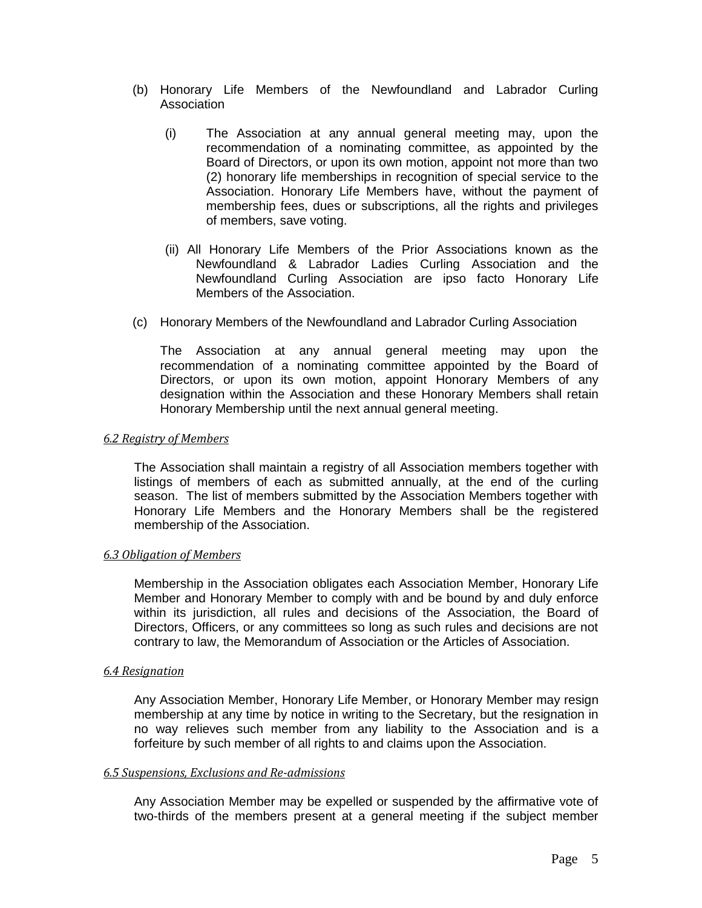(b) Honorary Life Members of the Newfoundland and Labrador Curling Association

  (i) The Association at any annual general meeting may, upon the recommendation of a nominating committee, as appointed by the Board of Directors, or upon its own motion, appoint not more than two (2) honorary life memberships in recognition of special service to the Association. Honorary Life Members have, without the payment of membership fees, dues or subscriptions, all the rights and privileges of members, save voting.

  (ii) All Honorary Life Members of the Prior Associations known as the Newfoundland & Labrador Ladies Curling Association and the Newfoundland Curling Association are ipso facto Honorary Life Members of the Association.

(c) Honorary Members of the Newfoundland and Labrador Curling Association

The Association at any annual general meeting may upon the recommendation of a nominating committee appointed by the Board of Directors, or upon its own motion, appoint Honorary Members of any designation within the Association and these Honorary Members shall retain Honorary Membership until the next annual general meeting.

*6.2 Registry of Members*

The Association shall maintain a registry of all Association members together with listings of members of each as submitted annually, at the end of the curling season. The list of members submitted by the Association Members together with Honorary Life Members and the Honorary Members shall be the registered membership of the Association.

*6.3 Obligation of Members*

Membership in the Association obligates each Association Member, Honorary Life Member and Honorary Member to comply with and be bound by and duly enforce within its jurisdiction, all rules and decisions of the Association, the Board of Directors, Officers, or any committees so long as such rules and decisions are not contrary to law, the Memorandum of Association or the Articles of Association.

*6.4 Resignation*

Any Association Member, Honorary Life Member, or Honorary Member may resign membership at any time by notice in writing to the Secretary, but the resignation in no way relieves such member from any liability to the Association and is a forfeiture by such member of all rights to and claims upon the Association.

*6.5 Suspensions, Exclusions and Re-admissions*

Any Association Member may be expelled or suspended by the affirmative vote of two-thirds of the members present at a general meeting if the subject member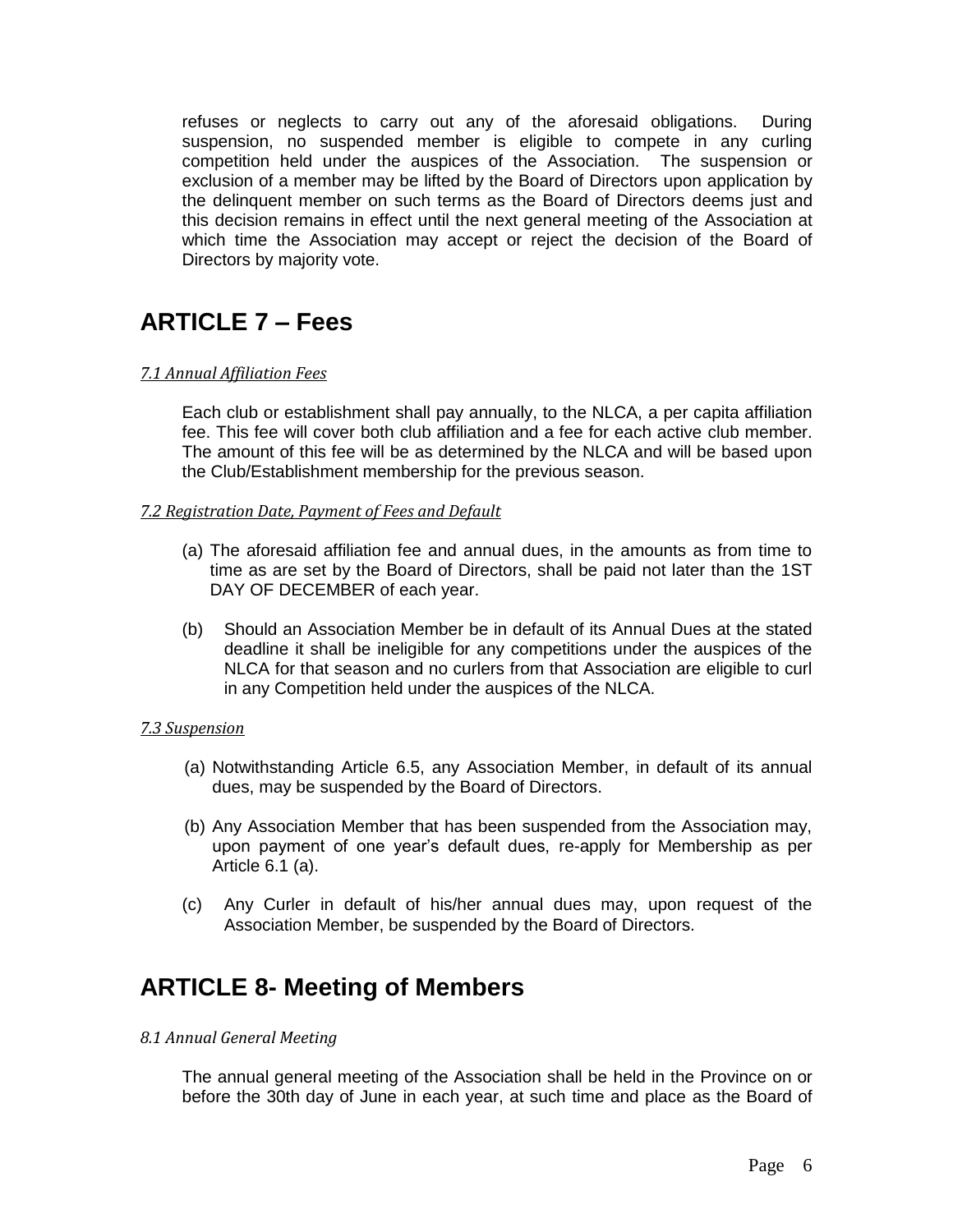refuses or neglects to carry out any of the aforesaid obligations. During suspension, no suspended member is eligible to compete in any curling competition held under the auspices of the Association. The suspension or exclusion of a member may be lifted by the Board of Directors upon application by the delinquent member on such terms as the Board of Directors deems just and this decision remains in effect until the next general meeting of the Association at which time the Association may accept or reject the decision of the Board of Directors by majority vote.

# ARTICLE 7 – Fees

*7.1 Annual Affiliation Fees*

Each club or establishment shall pay annually, to the NLCA, a per capita affiliation fee. This fee will cover both club affiliation and a fee for each active club member. The amount of this fee will be as determined by the NLCA and will be based upon the Club/Establishment membership for the previous season.

*7.2 Registration Date, Payment of Fees and Default*

(a) The aforesaid affiliation fee and annual dues, in the amounts as from time to time as are set by the Board of Directors, shall be paid not later than the 1ST DAY OF DECEMBER of each year.

(b) Should an Association Member be in default of its Annual Dues at the stated deadline it shall be ineligible for any competitions under the auspices of the NLCA for that season and no curlers from that Association are eligible to curl in any Competition held under the auspices of the NLCA.

*7.3 Suspension*

(a) Notwithstanding Article 6.5, any Association Member, in default of its annual dues, may be suspended by the Board of Directors.

(b) Any Association Member that has been suspended from the Association may, upon payment of one year's default dues, re-apply for Membership as per Article 6.1 (a).

(c) Any Curler in default of his/her annual dues may, upon request of the Association Member, be suspended by the Board of Directors.

# ARTICLE 8- Meeting of Members

*8.1 Annual General Meeting*

The annual general meeting of the Association shall be held in the Province on or before the 30th day of June in each year, at such time and place as the Board of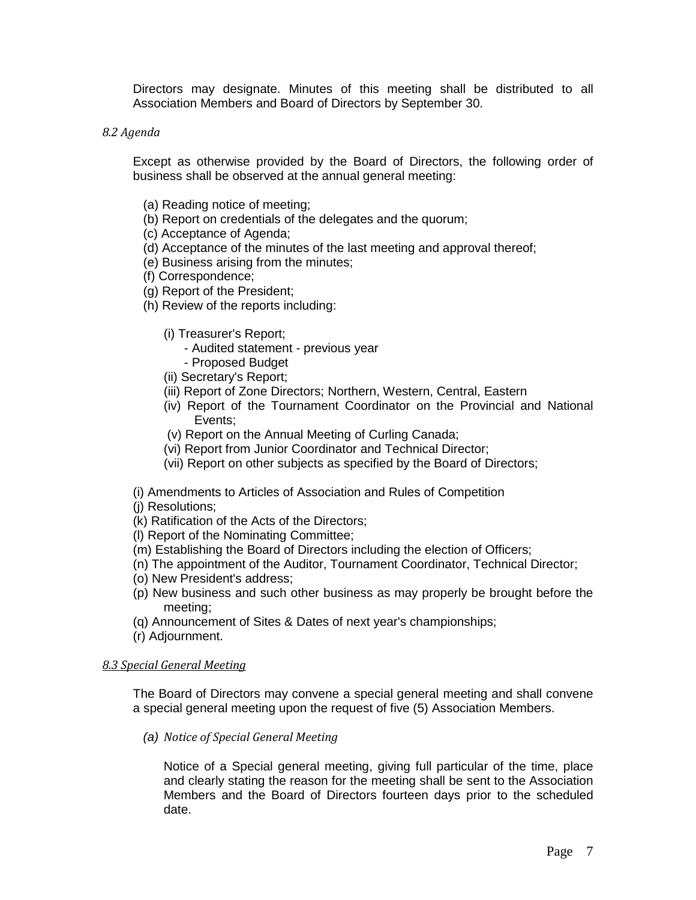Directors may designate. Minutes of this meeting shall be distributed to all Association Members and Board of Directors by September 30.

### *8.2 Agenda*

Except as otherwise provided by the Board of Directors, the following order of business shall be observed at the annual general meeting:

(a) Reading notice of meeting;
(b) Report on credentials of the delegates and the quorum;
(c) Acceptance of Agenda;
(d) Acceptance of the minutes of the last meeting and approval thereof;
(e) Business arising from the minutes;
(f) Correspondence;
(g) Report of the President;
(h) Review of the reports including:

- (i) Treasurer's Report;
  - Audited statement - previous year
  - Proposed Budget
- (ii) Secretary's Report;
- (iii) Report of Zone Directors; Northern, Western, Central, Eastern
- (iv) Report of the Tournament Coordinator on the Provincial and National Events;
- (v) Report on the Annual Meeting of Curling Canada;
- (vi) Report from Junior Coordinator and Technical Director;
- (vii) Report on other subjects as specified by the Board of Directors;

(i) Amendments to Articles of Association and Rules of Competition
(j) Resolutions;
(k) Ratification of the Acts of the Directors;
(l) Report of the Nominating Committee;
(m) Establishing the Board of Directors including the election of Officers;
(n) The appointment of the Auditor, Tournament Coordinator, Technical Director;
(o) New President's address;
(p) New business and such other business as may properly be brought before the meeting;
(q) Announcement of Sites & Dates of next year's championships;
(r) Adjournment.

### *8.3 Special General Meeting*

The Board of Directors may convene a special general meeting and shall convene a special general meeting upon the request of five (5) Association Members.

#### (a) *Notice of Special General Meeting*

Notice of a Special general meeting, giving full particular of the time, place and clearly stating the reason for the meeting shall be sent to the Association Members and the Board of Directors fourteen days prior to the scheduled date.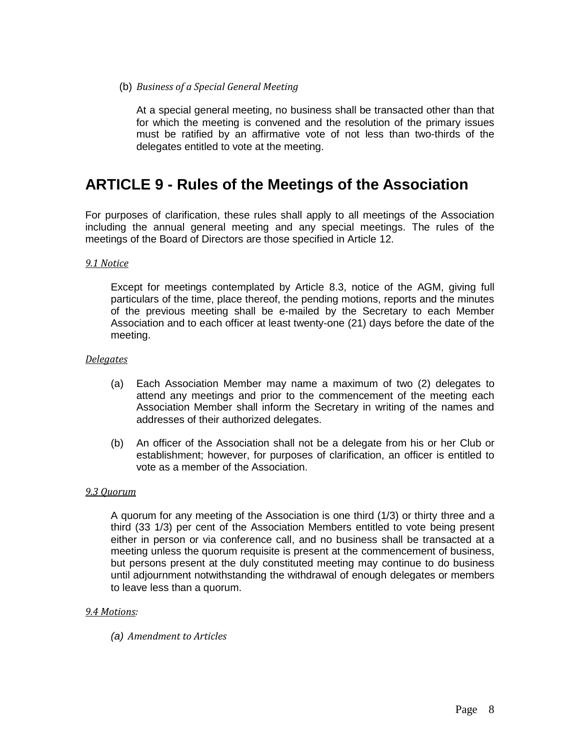(b) *Business of a Special General Meeting*

At a special general meeting, no business shall be transacted other than that for which the meeting is convened and the resolution of the primary issues must be ratified by an affirmative vote of not less than two-thirds of the delegates entitled to vote at the meeting.

# ARTICLE 9 - Rules of the Meetings of the Association

For purposes of clarification, these rules shall apply to all meetings of the Association including the annual general meeting and any special meetings. The rules of the meetings of the Board of Directors are those specified in Article 12.

*9.1 Notice*

Except for meetings contemplated by Article 8.3, notice of the AGM, giving full particulars of the time, place thereof, the pending motions, reports and the minutes of the previous meeting shall be e-mailed by the Secretary to each Member Association and to each officer at least twenty-one (21) days before the date of the meeting.

*Delegates*

(a) Each Association Member may name a maximum of two (2) delegates to attend any meetings and prior to the commencement of the meeting each Association Member shall inform the Secretary in writing of the names and addresses of their authorized delegates.

(b) An officer of the Association shall not be a delegate from his or her Club or establishment; however, for purposes of clarification, an officer is entitled to vote as a member of the Association.

*9.3 Quorum*

A quorum for any meeting of the Association is one third (1/3) or thirty three and a third (33 1/3) per cent of the Association Members entitled to vote being present either in person or via conference call, and no business shall be transacted at a meeting unless the quorum requisite is present at the commencement of business, but persons present at the duly constituted meeting may continue to do business until adjournment notwithstanding the withdrawal of enough delegates or members to leave less than a quorum.

*9.4 Motions:*

(a) *Amendment to Articles*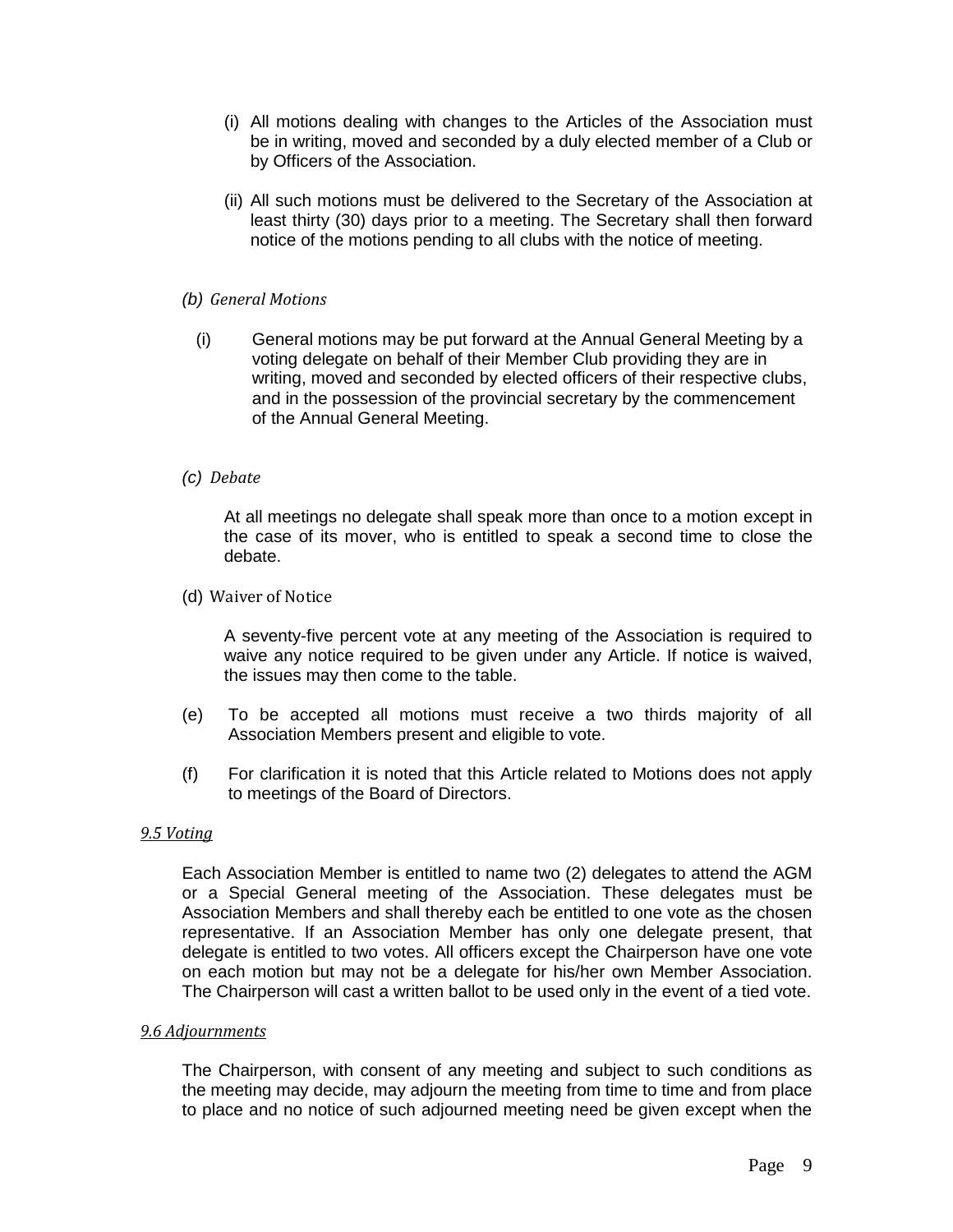(i) All motions dealing with changes to the Articles of the Association must be in writing, moved and seconded by a duly elected member of a Club or by Officers of the Association.

(ii) All such motions must be delivered to the Secretary of the Association at least thirty (30) days prior to a meeting. The Secretary shall then forward notice of the motions pending to all clubs with the notice of meeting.

*(b) General Motions*

(i) General motions may be put forward at the Annual General Meeting by a voting delegate on behalf of their Member Club providing they are in writing, moved and seconded by elected officers of their respective clubs, and in the possession of the provincial secretary by the commencement of the Annual General Meeting.

*(c) Debate*

At all meetings no delegate shall speak more than once to a motion except in the case of its mover, who is entitled to speak a second time to close the debate.

(d) Waiver of Notice

A seventy-five percent vote at any meeting of the Association is required to waive any notice required to be given under any Article. If notice is waived, the issues may then come to the table.

(e) To be accepted all motions must receive a two thirds majority of all Association Members present and eligible to vote.

(f) For clarification it is noted that this Article related to Motions does not apply to meetings of the Board of Directors.

*9.5 Voting*

Each Association Member is entitled to name two (2) delegates to attend the AGM or a Special General meeting of the Association. These delegates must be Association Members and shall thereby each be entitled to one vote as the chosen representative. If an Association Member has only one delegate present, that delegate is entitled to two votes. All officers except the Chairperson have one vote on each motion but may not be a delegate for his/her own Member Association. The Chairperson will cast a written ballot to be used only in the event of a tied vote.

*9.6 Adjournments*

The Chairperson, with consent of any meeting and subject to such conditions as the meeting may decide, may adjourn the meeting from time to time and from place to place and no notice of such adjourned meeting need be given except when the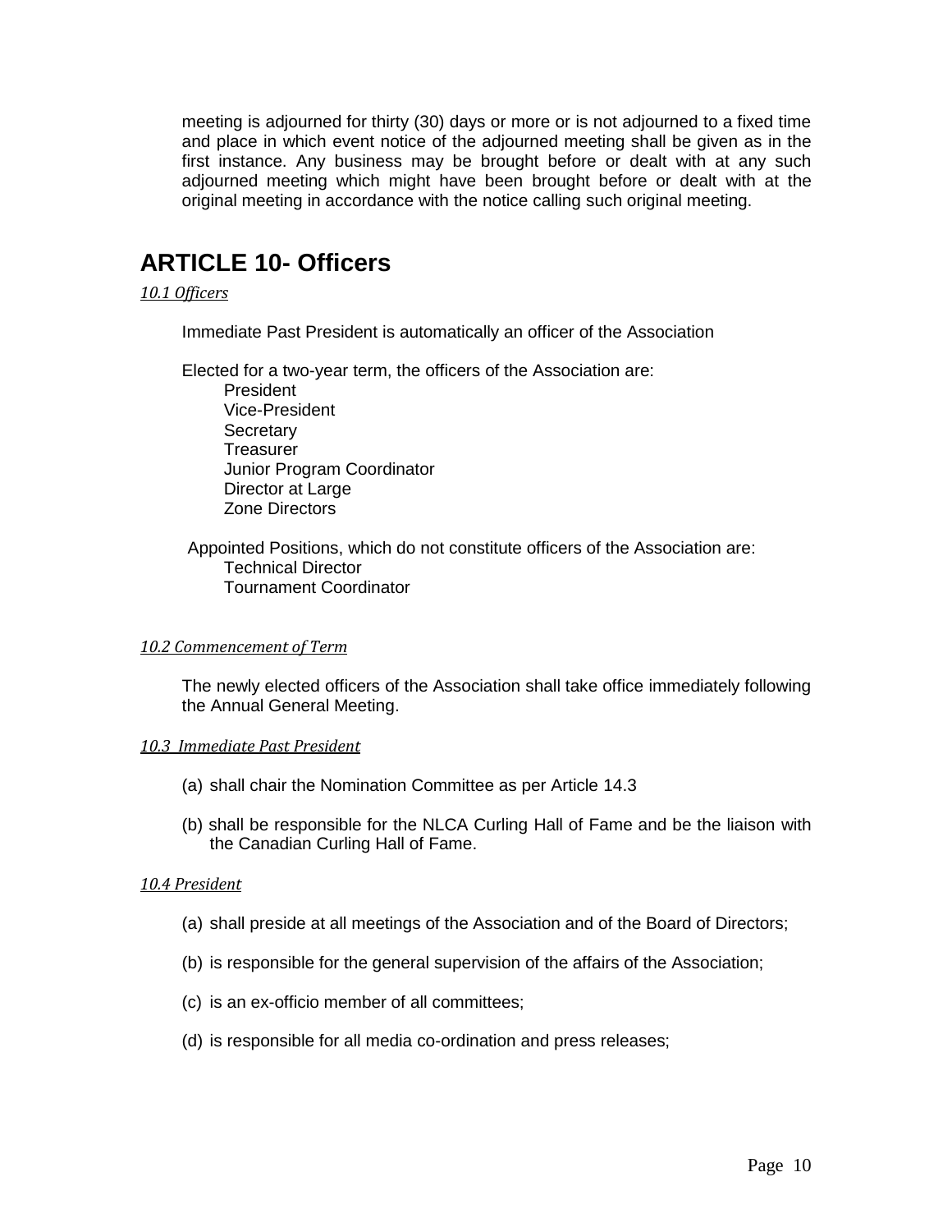meeting is adjourned for thirty (30) days or more or is not adjourned to a fixed time and place in which event notice of the adjourned meeting shall be given as in the first instance. Any business may be brought before or dealt with at any such adjourned meeting which might have been brought before or dealt with at the original meeting in accordance with the notice calling such original meeting.

# ARTICLE 10- Officers

*10.1 Officers*

Immediate Past President is automatically an officer of the Association

Elected for a two-year term, the officers of the Association are:

- President
- Vice-President
- Secretary
- Treasurer
- Junior Program Coordinator
- Director at Large
- Zone Directors

Appointed Positions, which do not constitute officers of the Association are:

- Technical Director
- Tournament Coordinator

*10.2 Commencement of Term*

The newly elected officers of the Association shall take office immediately following the Annual General Meeting.

*10.3 Immediate Past President*

(a) shall chair the Nomination Committee as per Article 14.3

(b) shall be responsible for the NLCA Curling Hall of Fame and be the liaison with the Canadian Curling Hall of Fame.

*10.4 President*

(a) shall preside at all meetings of the Association and of the Board of Directors;

(b) is responsible for the general supervision of the affairs of the Association;

(c) is an ex-officio member of all committees;

(d) is responsible for all media co-ordination and press releases;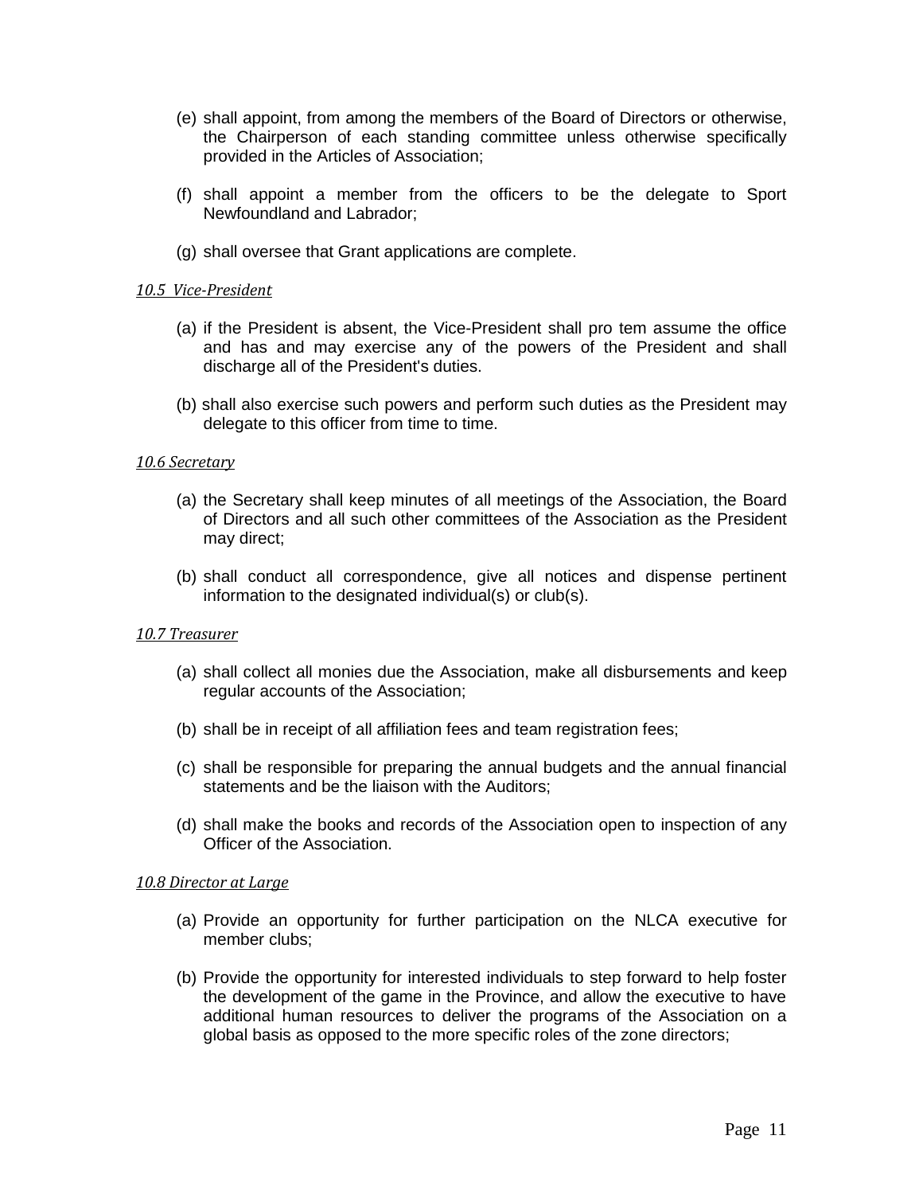(e) shall appoint, from among the members of the Board of Directors or otherwise, the Chairperson of each standing committee unless otherwise specifically provided in the Articles of Association;

(f) shall appoint a member from the officers to be the delegate to Sport Newfoundland and Labrador;

(g) shall oversee that Grant applications are complete.

*10.5 Vice-President*

(a) if the President is absent, the Vice-President shall pro tem assume the office and has and may exercise any of the powers of the President and shall discharge all of the President's duties.

(b) shall also exercise such powers and perform such duties as the President may delegate to this officer from time to time.

*10.6 Secretary*

(a) the Secretary shall keep minutes of all meetings of the Association, the Board of Directors and all such other committees of the Association as the President may direct;

(b) shall conduct all correspondence, give all notices and dispense pertinent information to the designated individual(s) or club(s).

*10.7 Treasurer*

(a) shall collect all monies due the Association, make all disbursements and keep regular accounts of the Association;

(b) shall be in receipt of all affiliation fees and team registration fees;

(c) shall be responsible for preparing the annual budgets and the annual financial statements and be the liaison with the Auditors;

(d) shall make the books and records of the Association open to inspection of any Officer of the Association.

*10.8 Director at Large*

(a) Provide an opportunity for further participation on the NLCA executive for member clubs;

(b) Provide the opportunity for interested individuals to step forward to help foster the development of the game in the Province, and allow the executive to have additional human resources to deliver the programs of the Association on a global basis as opposed to the more specific roles of the zone directors;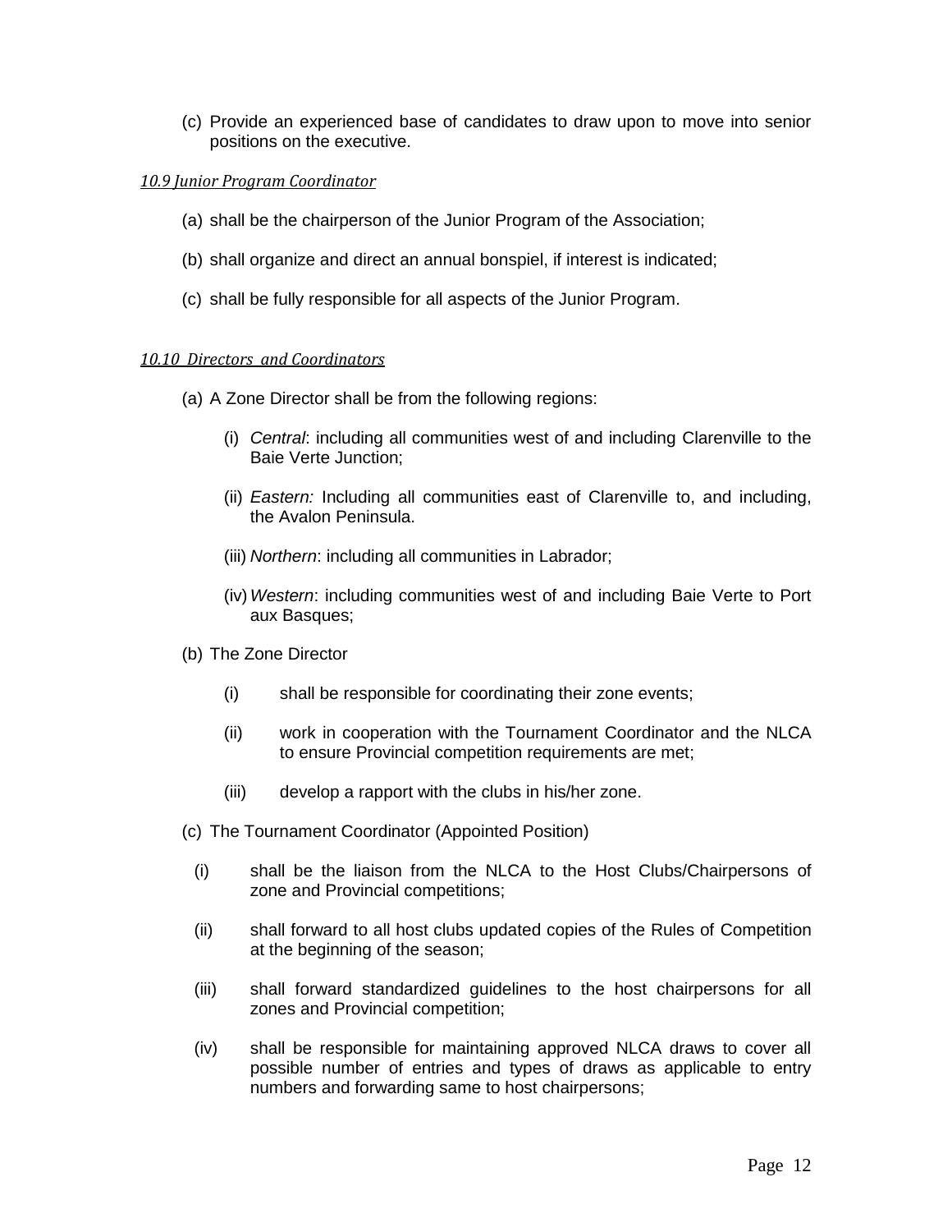(c) Provide an experienced base of candidates to draw upon to move into senior positions on the executive.

*10.9 Junior Program Coordinator*

(a) shall be the chairperson of the Junior Program of the Association;

(b) shall organize and direct an annual bonspiel, if interest is indicated;

(c) shall be fully responsible for all aspects of the Junior Program.

*10.10 Directors and Coordinators*

(a) A Zone Director shall be from the following regions:

(i) *Central*: including all communities west of and including Clarenville to the Baie Verte Junction;

(ii) *Eastern:* Including all communities east of Clarenville to, and including, the Avalon Peninsula.

(iii) *Northern*: including all communities in Labrador;

(iv) *Western*: including communities west of and including Baie Verte to Port aux Basques;

(b) The Zone Director

(i) shall be responsible for coordinating their zone events;

(ii) work in cooperation with the Tournament Coordinator and the NLCA to ensure Provincial competition requirements are met;

(iii) develop a rapport with the clubs in his/her zone.

(c) The Tournament Coordinator (Appointed Position)

(i) shall be the liaison from the NLCA to the Host Clubs/Chairpersons of zone and Provincial competitions;

(ii) shall forward to all host clubs updated copies of the Rules of Competition at the beginning of the season;

(iii) shall forward standardized guidelines to the host chairpersons for all zones and Provincial competition;

(iv) shall be responsible for maintaining approved NLCA draws to cover all possible number of entries and types of draws as applicable to entry numbers and forwarding same to host chairpersons;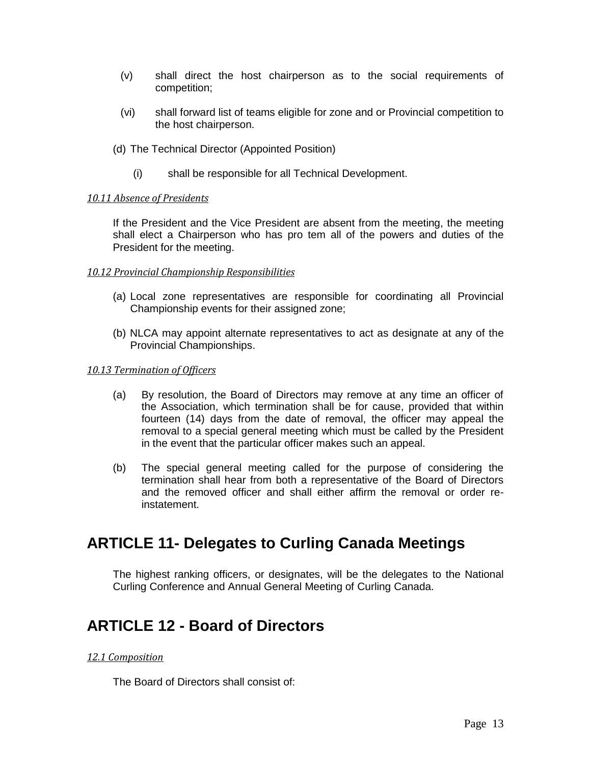(v) shall direct the host chairperson as to the social requirements of competition;

(vi) shall forward list of teams eligible for zone and or Provincial competition to the host chairperson.

(d) The Technical Director (Appointed Position)

(i) shall be responsible for all Technical Development.

*10.11 Absence of Presidents*

If the President and the Vice President are absent from the meeting, the meeting shall elect a Chairperson who has pro tem all of the powers and duties of the President for the meeting.

*10.12 Provincial Championship Responsibilities*

(a) Local zone representatives are responsible for coordinating all Provincial Championship events for their assigned zone;

(b) NLCA may appoint alternate representatives to act as designate at any of the Provincial Championships.

*10.13 Termination of Officers*

(a) By resolution, the Board of Directors may remove at any time an officer of the Association, which termination shall be for cause, provided that within fourteen (14) days from the date of removal, the officer may appeal the removal to a special general meeting which must be called by the President in the event that the particular officer makes such an appeal.

(b) The special general meeting called for the purpose of considering the termination shall hear from both a representative of the Board of Directors and the removed officer and shall either affirm the removal or order re-instatement.

## ARTICLE 11- Delegates to Curling Canada Meetings

The highest ranking officers, or designates, will be the delegates to the National Curling Conference and Annual General Meeting of Curling Canada.

## ARTICLE 12 - Board of Directors

*12.1 Composition*

The Board of Directors shall consist of: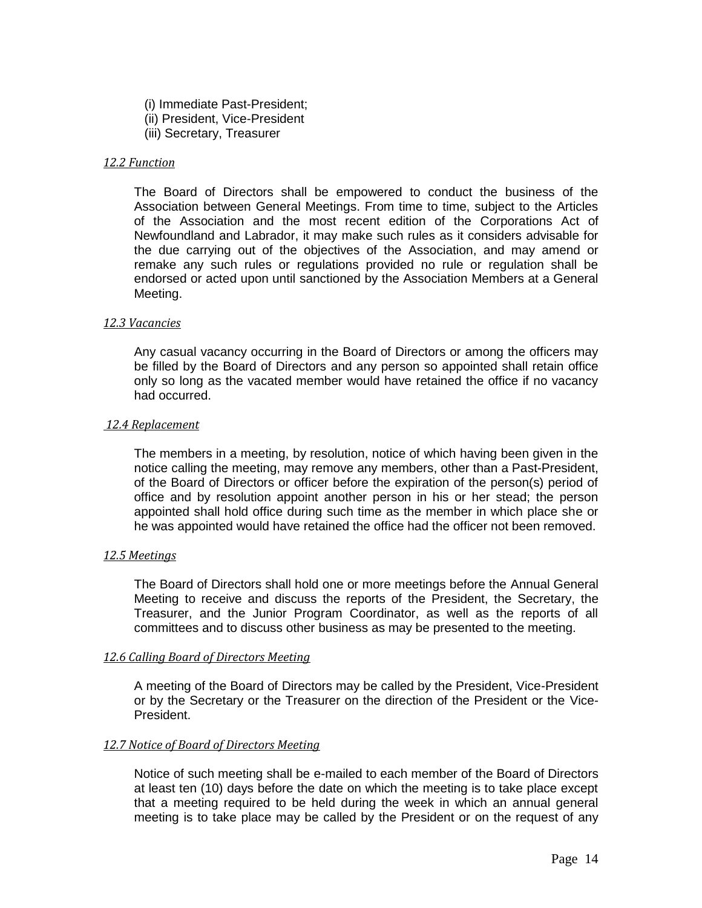(i) Immediate Past-President;
(ii) President, Vice-President
(iii) Secretary, Treasurer

*12.2 Function*

The Board of Directors shall be empowered to conduct the business of the Association between General Meetings. From time to time, subject to the Articles of the Association and the most recent edition of the Corporations Act of Newfoundland and Labrador, it may make such rules as it considers advisable for the due carrying out of the objectives of the Association, and may amend or remake any such rules or regulations provided no rule or regulation shall be endorsed or acted upon until sanctioned by the Association Members at a General Meeting.

*12.3 Vacancies*

Any casual vacancy occurring in the Board of Directors or among the officers may be filled by the Board of Directors and any person so appointed shall retain office only so long as the vacated member would have retained the office if no vacancy had occurred.

*12.4 Replacement*

The members in a meeting, by resolution, notice of which having been given in the notice calling the meeting, may remove any members, other than a Past-President, of the Board of Directors or officer before the expiration of the person(s) period of office and by resolution appoint another person in his or her stead; the person appointed shall hold office during such time as the member in which place she or he was appointed would have retained the office had the officer not been removed.

*12.5 Meetings*

The Board of Directors shall hold one or more meetings before the Annual General Meeting to receive and discuss the reports of the President, the Secretary, the Treasurer, and the Junior Program Coordinator, as well as the reports of all committees and to discuss other business as may be presented to the meeting.

*12.6 Calling Board of Directors Meeting*

A meeting of the Board of Directors may be called by the President, Vice-President or by the Secretary or the Treasurer on the direction of the President or the Vice-President.

*12.7 Notice of Board of Directors Meeting*

Notice of such meeting shall be e-mailed to each member of the Board of Directors at least ten (10) days before the date on which the meeting is to take place except that a meeting required to be held during the week in which an annual general meeting is to take place may be called by the President or on the request of any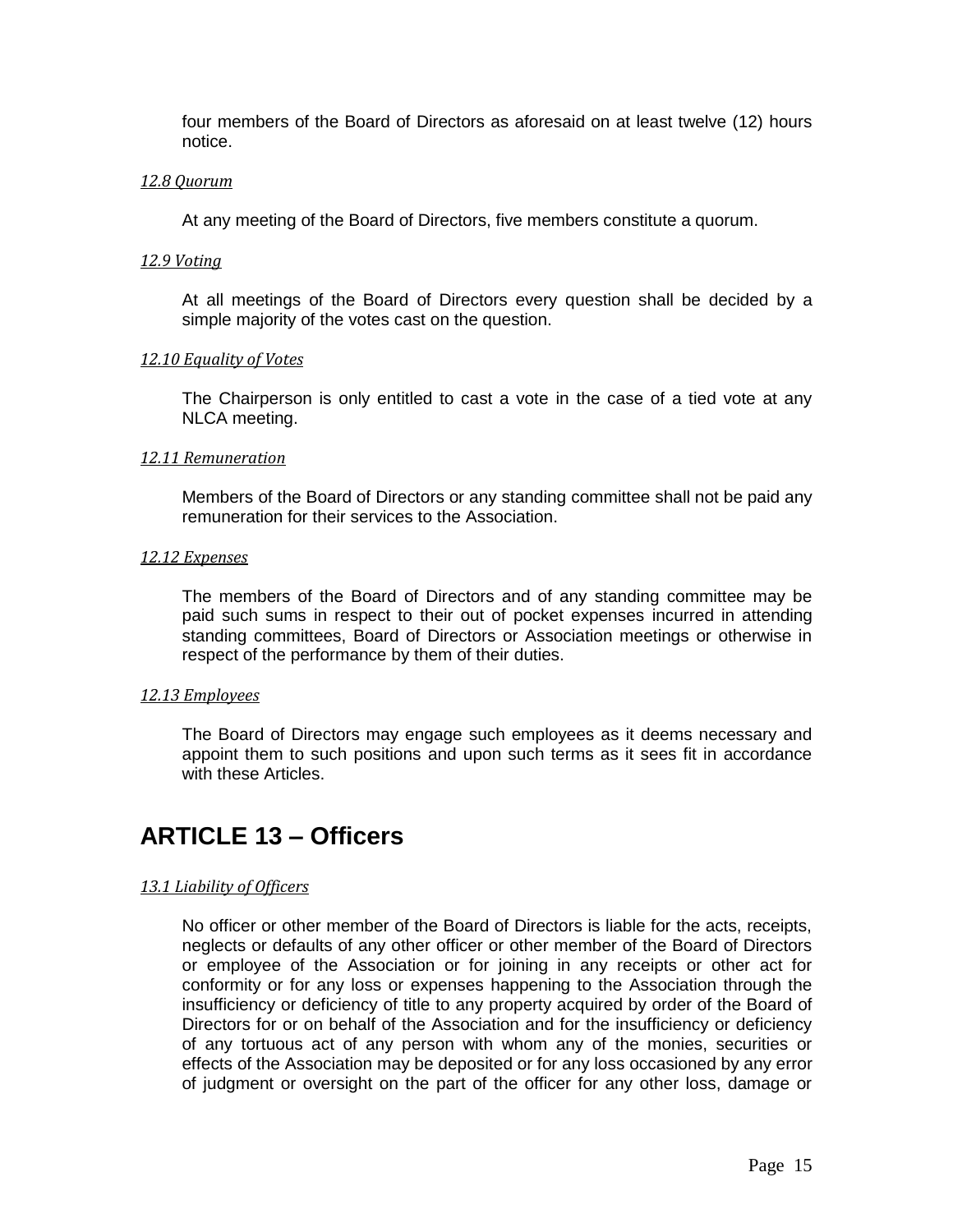four members of the Board of Directors as aforesaid on at least twelve (12) hours notice.

*12.8 Quorum*

At any meeting of the Board of Directors, five members constitute a quorum.

*12.9 Voting*

At all meetings of the Board of Directors every question shall be decided by a simple majority of the votes cast on the question.

*12.10 Equality of Votes*

The Chairperson is only entitled to cast a vote in the case of a tied vote at any NLCA meeting.

*12.11 Remuneration*

Members of the Board of Directors or any standing committee shall not be paid any remuneration for their services to the Association.

*12.12 Expenses*

The members of the Board of Directors and of any standing committee may be paid such sums in respect to their out of pocket expenses incurred in attending standing committees, Board of Directors or Association meetings or otherwise in respect of the performance by them of their duties.

*12.13 Employees*

The Board of Directors may engage such employees as it deems necessary and appoint them to such positions and upon such terms as it sees fit in accordance with these Articles.

## ARTICLE 13 – Officers

*13.1 Liability of Officers*

No officer or other member of the Board of Directors is liable for the acts, receipts, neglects or defaults of any other officer or other member of the Board of Directors or employee of the Association or for joining in any receipts or other act for conformity or for any loss or expenses happening to the Association through the insufficiency or deficiency of title to any property acquired by order of the Board of Directors for or on behalf of the Association and for the insufficiency or deficiency of any tortuous act of any person with whom any of the monies, securities or effects of the Association may be deposited or for any loss occasioned by any error of judgment or oversight on the part of the officer for any other loss, damage or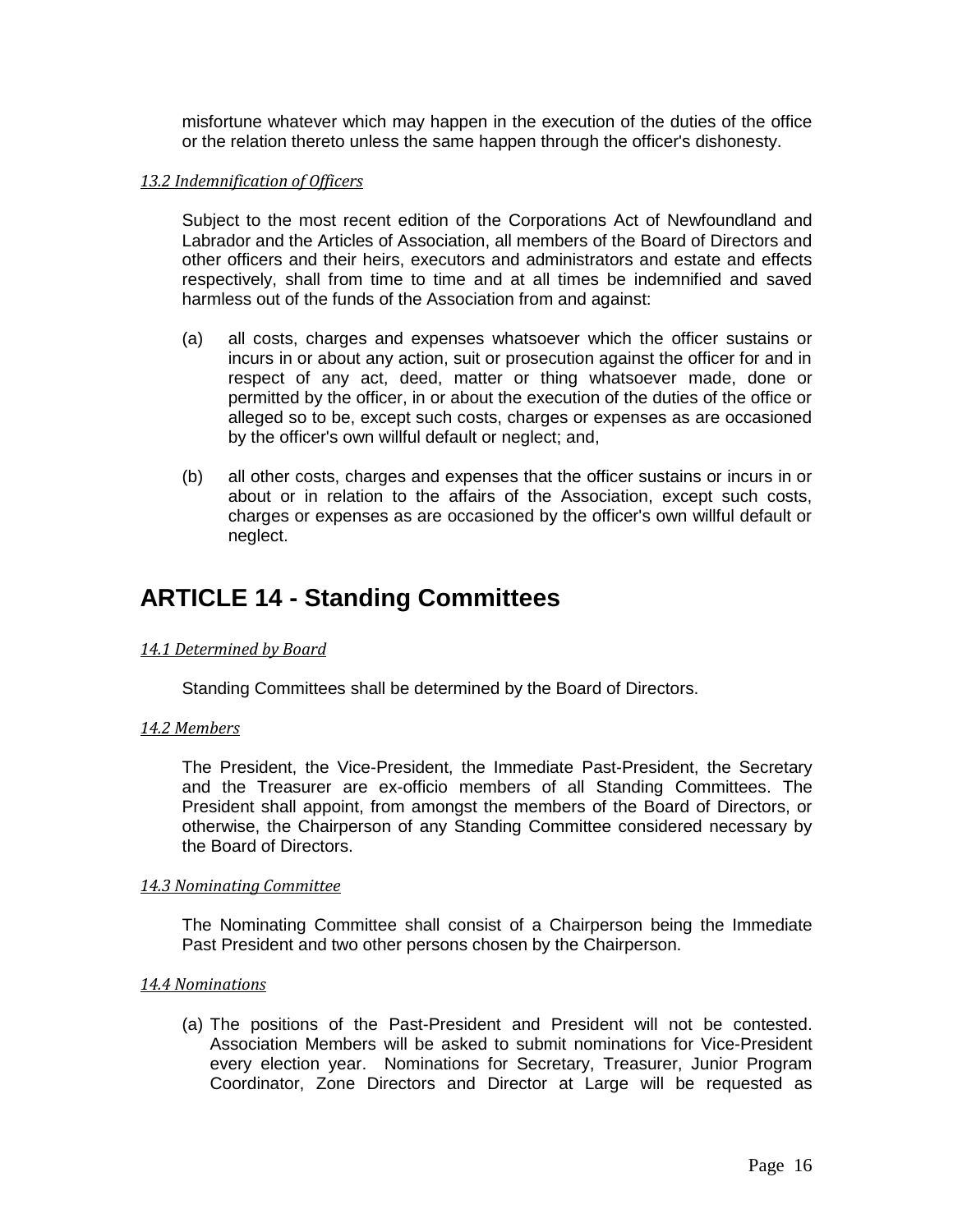misfortune whatever which may happen in the execution of the duties of the office or the relation thereto unless the same happen through the officer's dishonesty.

*13.2 Indemnification of Officers*

Subject to the most recent edition of the Corporations Act of Newfoundland and Labrador and the Articles of Association, all members of the Board of Directors and other officers and their heirs, executors and administrators and estate and effects respectively, shall from time to time and at all times be indemnified and saved harmless out of the funds of the Association from and against:

(a) all costs, charges and expenses whatsoever which the officer sustains or incurs in or about any action, suit or prosecution against the officer for and in respect of any act, deed, matter or thing whatsoever made, done or permitted by the officer, in or about the execution of the duties of the office or alleged so to be, except such costs, charges or expenses as are occasioned by the officer's own willful default or neglect; and,

(b) all other costs, charges and expenses that the officer sustains or incurs in or about or in relation to the affairs of the Association, except such costs, charges or expenses as are occasioned by the officer's own willful default or neglect.

## ARTICLE 14 - Standing Committees

*14.1 Determined by Board*

Standing Committees shall be determined by the Board of Directors.

*14.2 Members*

The President, the Vice-President, the Immediate Past-President, the Secretary and the Treasurer are ex-officio members of all Standing Committees. The President shall appoint, from amongst the members of the Board of Directors, or otherwise, the Chairperson of any Standing Committee considered necessary by the Board of Directors.

*14.3 Nominating Committee*

The Nominating Committee shall consist of a Chairperson being the Immediate Past President and two other persons chosen by the Chairperson.

*14.4 Nominations*

(a) The positions of the Past-President and President will not be contested. Association Members will be asked to submit nominations for Vice-President every election year. Nominations for Secretary, Treasurer, Junior Program Coordinator, Zone Directors and Director at Large will be requested as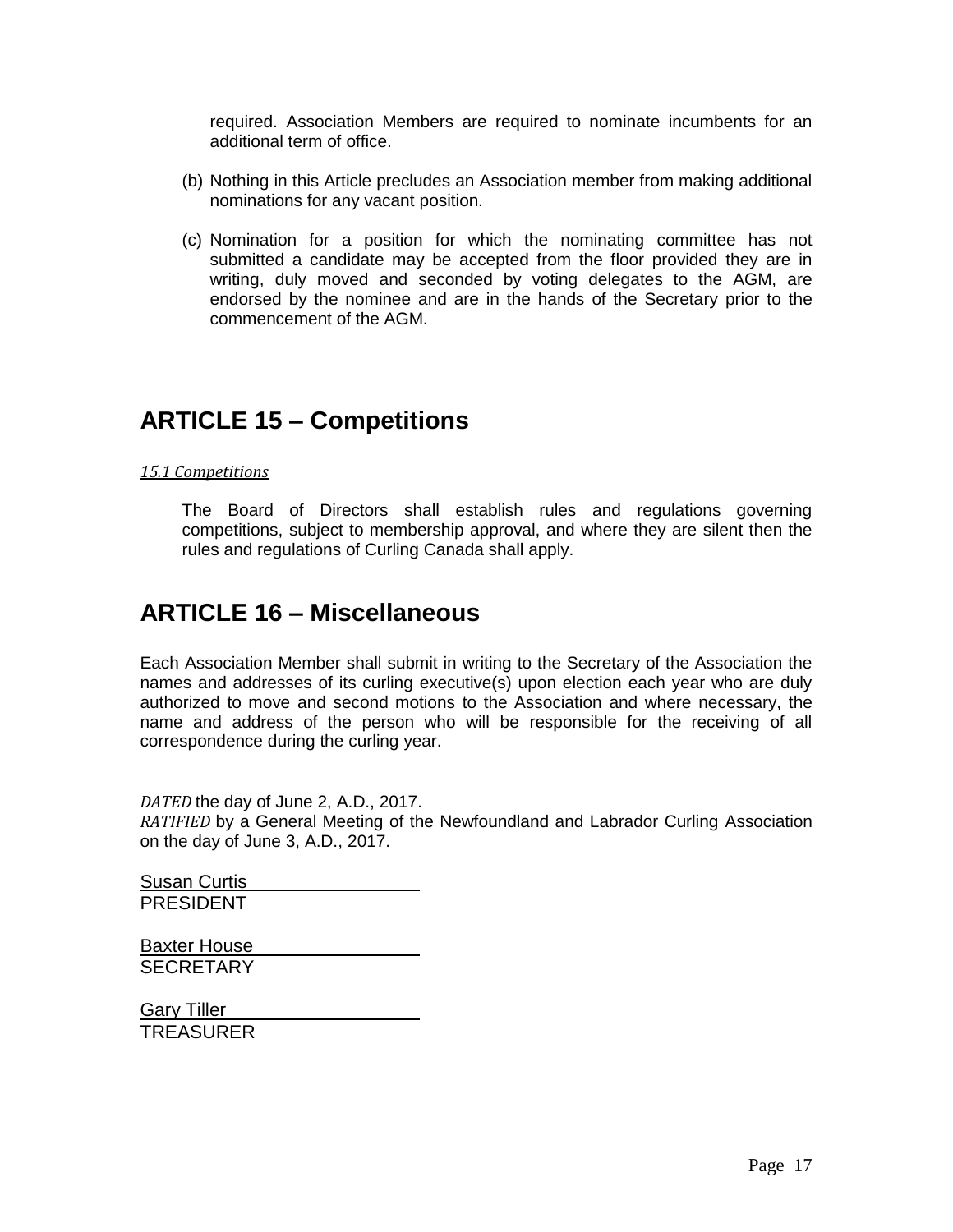required. Association Members are required to nominate incumbents for an additional term of office.

(b) Nothing in this Article precludes an Association member from making additional nominations for any vacant position.

(c) Nomination for a position for which the nominating committee has not submitted a candidate may be accepted from the floor provided they are in writing, duly moved and seconded by voting delegates to the AGM, are endorsed by the nominee and are in the hands of the Secretary prior to the commencement of the AGM.

## ARTICLE 15 – Competitions

*15.1 Competitions*

The Board of Directors shall establish rules and regulations governing competitions, subject to membership approval, and where they are silent then the rules and regulations of Curling Canada shall apply.

## ARTICLE 16 – Miscellaneous

Each Association Member shall submit in writing to the Secretary of the Association the names and addresses of its curling executive(s) upon election each year who are duly authorized to move and second motions to the Association and where necessary, the name and address of the person who will be responsible for the receiving of all correspondence during the curling year.

*DATED* the day of June 2, A.D., 2017.
*RATIFIED* by a General Meeting of the Newfoundland and Labrador Curling Association on the day of June 3, A.D., 2017.

Susan Curtis
PRESIDENT

Baxter House
SECRETARY

Gary Tiller
TREASURER